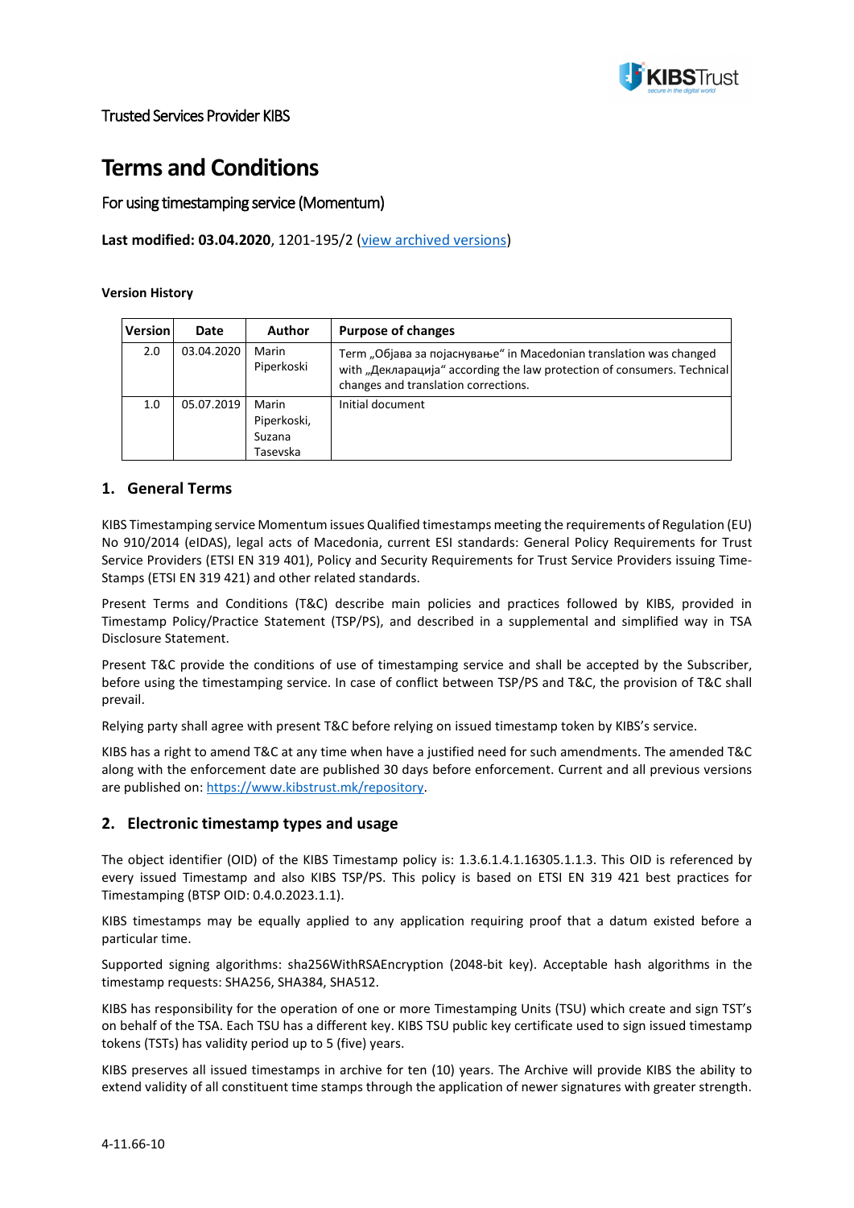Trusted Services Provider KIBS

# Terms and Conditions

For using timestamping service (Momentum)

**Last modified: 03.04.2020**, 1201-195/2 (view archived versions)

**Version History**

| Version | Date | Author | Purpose of changes |
|---|---|---|---|
| 2.0 | 03.04.2020 | Marin Piperkoski | Term „Објава за појаснување“ in Macedonian translation was changed with „Декларација“ according the law protection of consumers. Technical changes and translation corrections. |
| 1.0 | 05.07.2019 | Marin Piperkoski, Suzana Tasevska | Initial document |

## 1. General Terms

KIBS Timestamping service Momentum issues Qualified timestamps meeting the requirements of Regulation (EU) No 910/2014 (eIDAS), legal acts of Macedonia, current ESI standards: General Policy Requirements for Trust Service Providers (ETSI EN 319 401), Policy and Security Requirements for Trust Service Providers issuing Time-Stamps (ETSI EN 319 421) and other related standards.

Present Terms and Conditions (T&C) describe main policies and practices followed by KIBS, provided in Timestamp Policy/Practice Statement (TSP/PS), and described in a supplemental and simplified way in TSA Disclosure Statement.

Present T&C provide the conditions of use of timestamping service and shall be accepted by the Subscriber, before using the timestamping service. In case of conflict between TSP/PS and T&C, the provision of T&C shall prevail.

Relying party shall agree with present T&C before relying on issued timestamp token by KIBS's service.

KIBS has a right to amend T&C at any time when have a justified need for such amendments. The amended T&C along with the enforcement date are published 30 days before enforcement. Current and all previous versions are published on: https://www.kibstrust.mk/repository.

## 2. Electronic timestamp types and usage

The object identifier (OID) of the KIBS Timestamp policy is: 1.3.6.1.4.1.16305.1.1.3. This OID is referenced by every issued Timestamp and also KIBS TSP/PS. This policy is based on ETSI EN 319 421 best practices for Timestamping (BTSP OID: 0.4.0.2023.1.1).

KIBS timestamps may be equally applied to any application requiring proof that a datum existed before a particular time.

Supported signing algorithms: sha256WithRSAEncryption (2048-bit key). Acceptable hash algorithms in the timestamp requests: SHA256, SHA384, SHA512.

KIBS has responsibility for the operation of one or more Timestamping Units (TSU) which create and sign TST's on behalf of the TSA. Each TSU has a different key. KIBS TSU public key certificate used to sign issued timestamp tokens (TSTs) has validity period up to 5 (five) years.

KIBS preserves all issued timestamps in archive for ten (10) years. The Archive will provide KIBS the ability to extend validity of all constituent time stamps through the application of newer signatures with greater strength.

4-11.66-10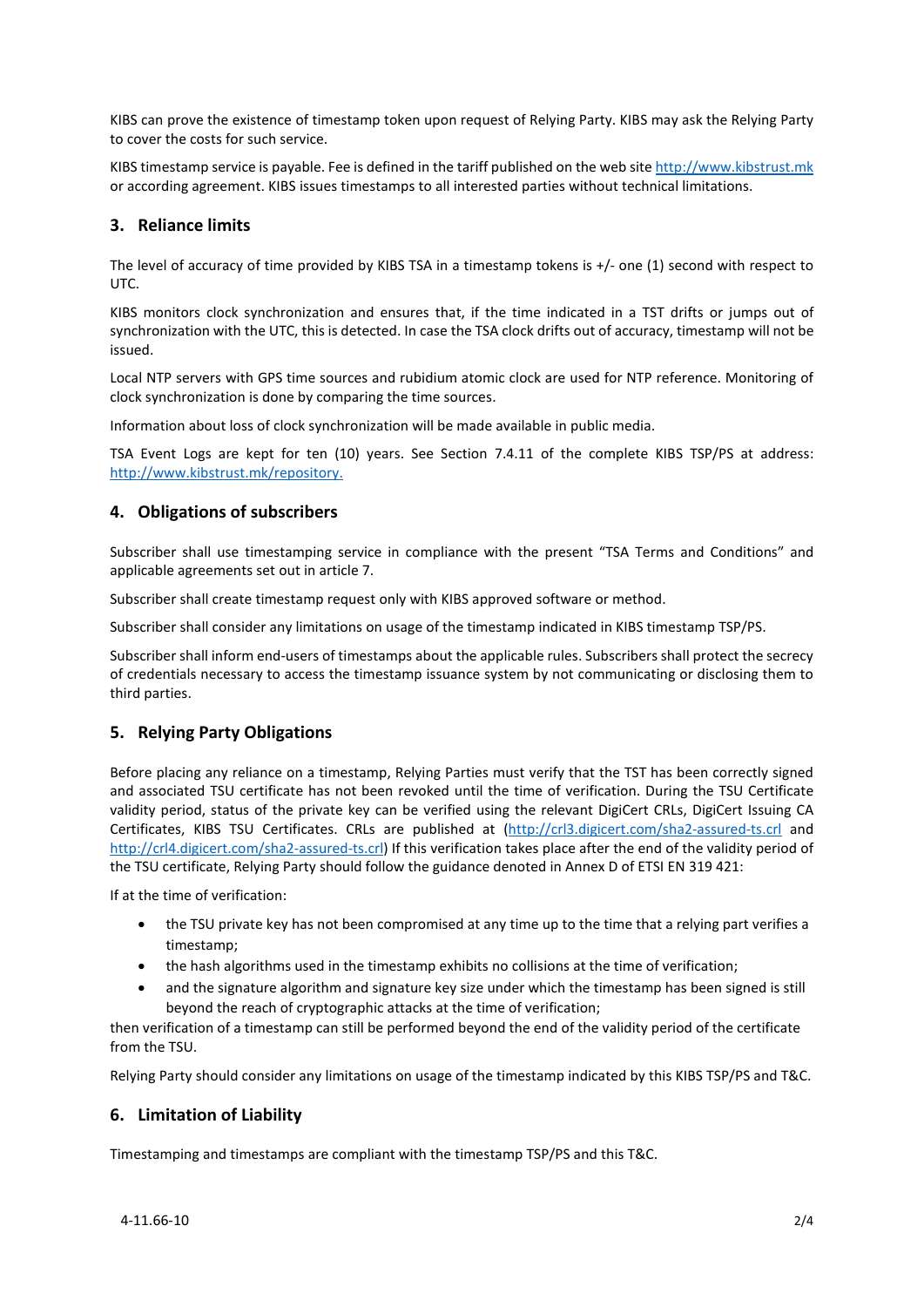KIBS can prove the existence of timestamp token upon request of Relying Party. KIBS may ask the Relying Party to cover the costs for such service.

KIBS timestamp service is payable. Fee is defined in the tariff published on the web site http://www.kibstrust.mk or according agreement. KIBS issues timestamps to all interested parties without technical limitations.

## 3. Reliance limits

The level of accuracy of time provided by KIBS TSA in a timestamp tokens is +/- one (1) second with respect to UTC.

KIBS monitors clock synchronization and ensures that, if the time indicated in a TST drifts or jumps out of synchronization with the UTC, this is detected. In case the TSA clock drifts out of accuracy, timestamp will not be issued.

Local NTP servers with GPS time sources and rubidium atomic clock are used for NTP reference. Monitoring of clock synchronization is done by comparing the time sources.

Information about loss of clock synchronization will be made available in public media.

TSA Event Logs are kept for ten (10) years. See Section 7.4.11 of the complete KIBS TSP/PS at address: http://www.kibstrust.mk/repository.

## 4. Obligations of subscribers

Subscriber shall use timestamping service in compliance with the present "TSA Terms and Conditions" and applicable agreements set out in article 7.

Subscriber shall create timestamp request only with KIBS approved software or method.

Subscriber shall consider any limitations on usage of the timestamp indicated in KIBS timestamp TSP/PS.

Subscriber shall inform end-users of timestamps about the applicable rules. Subscribers shall protect the secrecy of credentials necessary to access the timestamp issuance system by not communicating or disclosing them to third parties.

## 5. Relying Party Obligations

Before placing any reliance on a timestamp, Relying Parties must verify that the TST has been correctly signed and associated TSU certificate has not been revoked until the time of verification. During the TSU Certificate validity period, status of the private key can be verified using the relevant DigiCert CRLs, DigiCert Issuing CA Certificates, KIBS TSU Certificates. CRLs are published at (http://crl3.digicert.com/sha2-assured-ts.crl and http://crl4.digicert.com/sha2-assured-ts.crl) If this verification takes place after the end of the validity period of the TSU certificate, Relying Party should follow the guidance denoted in Annex D of ETSI EN 319 421:

If at the time of verification:

- the TSU private key has not been compromised at any time up to the time that a relying part verifies a timestamp;
- the hash algorithms used in the timestamp exhibits no collisions at the time of verification;
- and the signature algorithm and signature key size under which the timestamp has been signed is still beyond the reach of cryptographic attacks at the time of verification;

then verification of a timestamp can still be performed beyond the end of the validity period of the certificate from the TSU.

Relying Party should consider any limitations on usage of the timestamp indicated by this KIBS TSP/PS and T&C.

## 6. Limitation of Liability

Timestamping and timestamps are compliant with the timestamp TSP/PS and this T&C.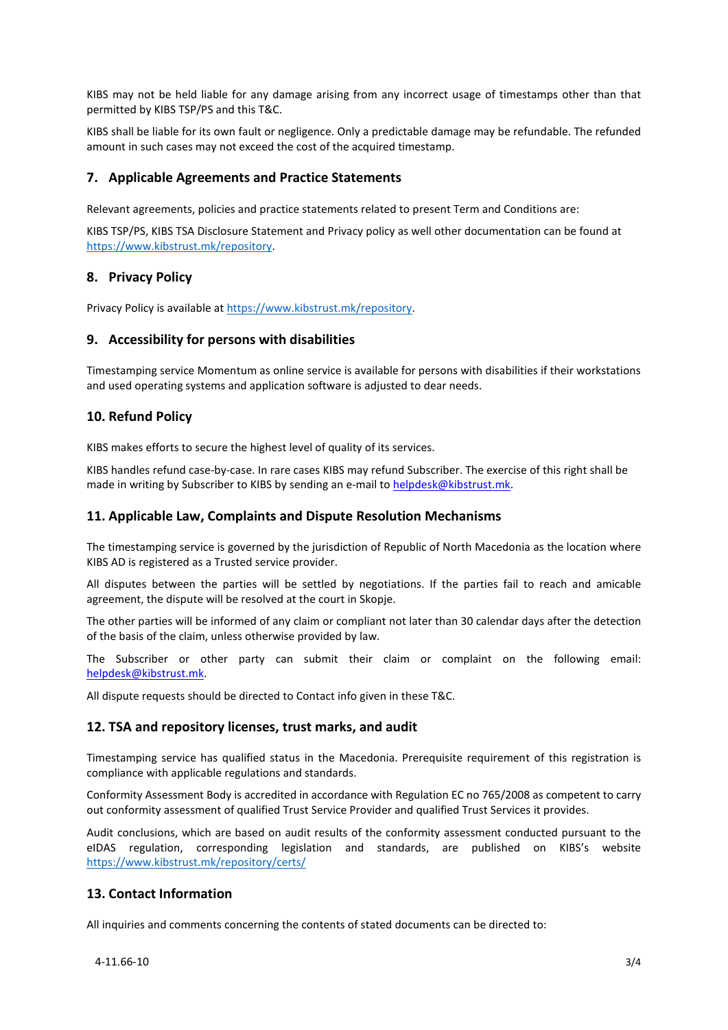KIBS may not be held liable for any damage arising from any incorrect usage of timestamps other than that permitted by KIBS TSP/PS and this T&C.

KIBS shall be liable for its own fault or negligence. Only a predictable damage may be refundable. The refunded amount in such cases may not exceed the cost of the acquired timestamp.

## 7. Applicable Agreements and Practice Statements

Relevant agreements, policies and practice statements related to present Term and Conditions are:

KIBS TSP/PS, KIBS TSA Disclosure Statement and Privacy policy as well other documentation can be found at https://www.kibstrust.mk/repository.

## 8. Privacy Policy

Privacy Policy is available at https://www.kibstrust.mk/repository.

## 9. Accessibility for persons with disabilities

Timestamping service Momentum as online service is available for persons with disabilities if their workstations and used operating systems and application software is adjusted to dear needs.

## 10. Refund Policy

KIBS makes efforts to secure the highest level of quality of its services.

KIBS handles refund case-by-case. In rare cases KIBS may refund Subscriber. The exercise of this right shall be made in writing by Subscriber to KIBS by sending an e-mail to helpdesk@kibstrust.mk.

## 11. Applicable Law, Complaints and Dispute Resolution Mechanisms

The timestamping service is governed by the jurisdiction of Republic of North Macedonia as the location where KIBS AD is registered as a Trusted service provider.

All disputes between the parties will be settled by negotiations. If the parties fail to reach and amicable agreement, the dispute will be resolved at the court in Skopje.

The other parties will be informed of any claim or compliant not later than 30 calendar days after the detection of the basis of the claim, unless otherwise provided by law.

The Subscriber or other party can submit their claim or complaint on the following email: helpdesk@kibstrust.mk.

All dispute requests should be directed to Contact info given in these T&C.

## 12. TSA and repository licenses, trust marks, and audit

Timestamping service has qualified status in the Macedonia. Prerequisite requirement of this registration is compliance with applicable regulations and standards.

Conformity Assessment Body is accredited in accordance with Regulation EC no 765/2008 as competent to carry out conformity assessment of qualified Trust Service Provider and qualified Trust Services it provides.

Audit conclusions, which are based on audit results of the conformity assessment conducted pursuant to the eIDAS regulation, corresponding legislation and standards, are published on KIBS's website https://www.kibstrust.mk/repository/certs/

## 13. Contact Information

All inquiries and comments concerning the contents of stated documents can be directed to: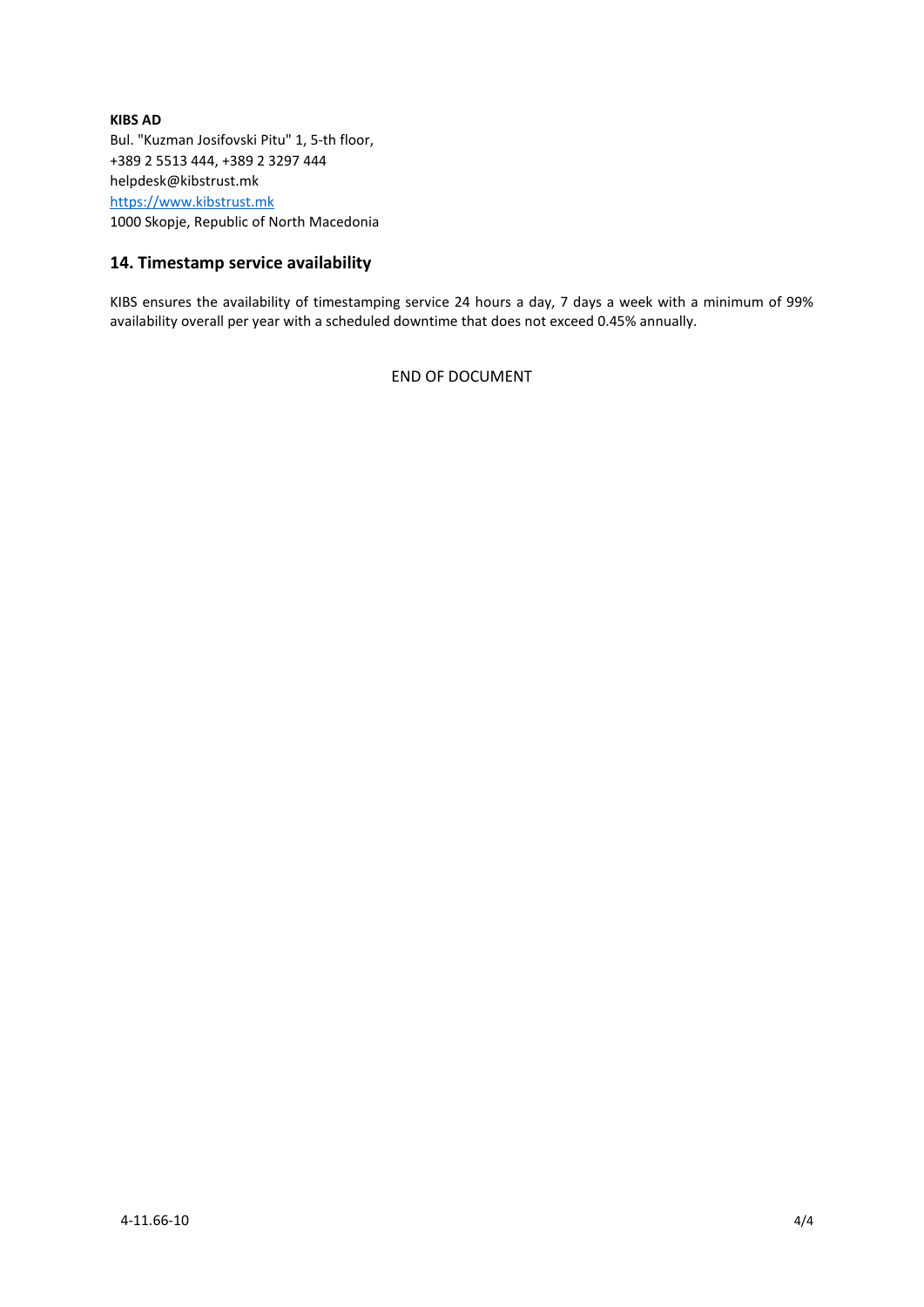**KIBS AD**
Bul. "Kuzman Josifovski Pitu" 1, 5-th floor,
+389 2 5513 444, +389 2 3297 444
helpdesk@kibstrust.mk
https://www.kibstrust.mk
1000 Skopje, Republic of North Macedonia

## 14. Timestamp service availability

KIBS ensures the availability of timestamping service 24 hours a day, 7 days a week with a minimum of 99% availability overall per year with a scheduled downtime that does not exceed 0.45% annually.

END OF DOCUMENT

4-11.66-10